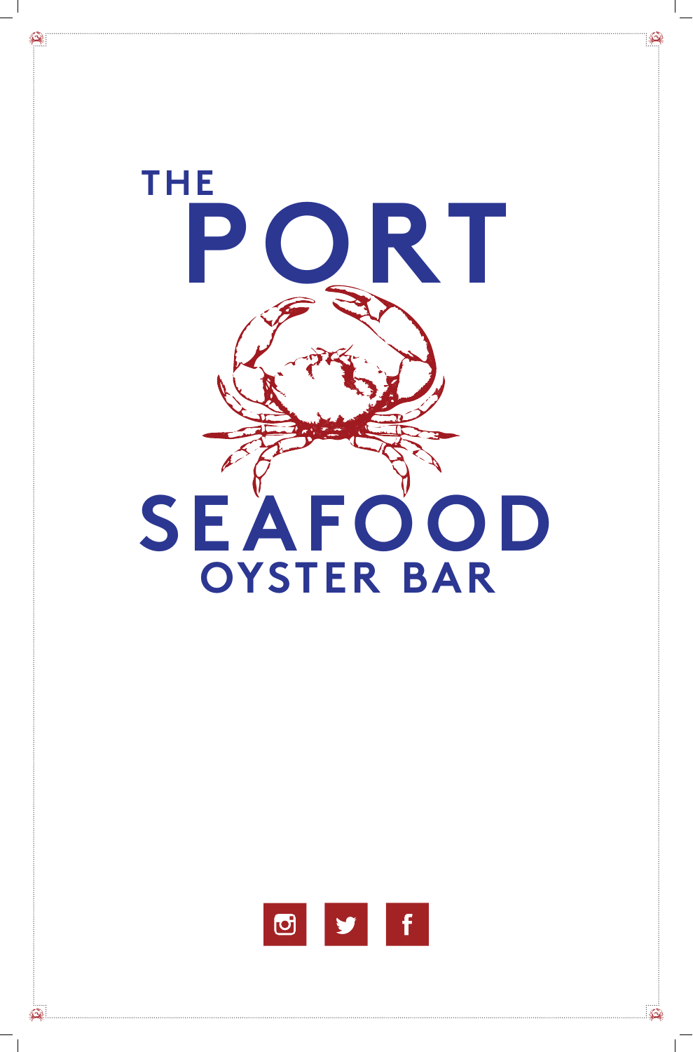# THE PORT SEAFOOD OYSTER BAR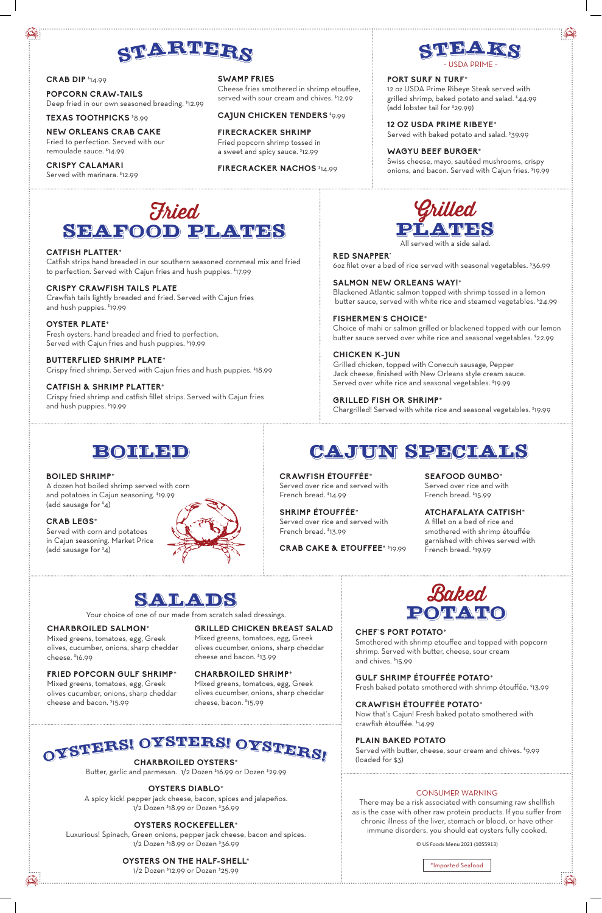# STARTERS

**CRAB DIP** $14.99

**POPCORN CRAW-TAILS**
Deep fried in our own seasoned breading. $12.99

**TEXAS TOOTHPICKS** $8.99

**NEW ORLEANS CRAB CAKE**
Fried to perfection. Served with our remoulade sauce. $14.99

**CRISPY CALAMARI**
Served with marinara. $12.99

**SWAMP FRIES**
Cheese fries smothered in shrimp etouffee, served with sour cream and chives. $12.99

**CAJUN CHICKEN TENDERS** $9.99

**FIRECRACKER SHRIMP**
Fried popcorn shrimp tossed in a sweet and spicy sauce. $12.99

**FIRECRACKER NACHOS** $14.99

# STEAKS

~ USDA PRIME ~

**PORT SURF N TURF***
12 oz USDA Prime Ribeye Steak served with grilled shrimp, baked potato and salad. $44.99 (add lobster tail for $29.99)

**12 OZ USDA PRIME RIBEYE***
Served with baked potato and salad. $39.99

**WAGYU BEEF BURGER***
Swiss cheese, mayo, sautéed mushrooms, crispy onions, and bacon. Served with Cajun fries. $19.99

# Fried SEAFOOD PLATES

**CATFISH PLATTER***
Catfish strips hand breaded in our southern seasoned cornmeal mix and fried to perfection. Served with Cajun fries and hush puppies. $17.99

**CRISPY CRAWFISH TAILS PLATE**
Crawfish tails lightly breaded and fried. Served with Cajun fries and hush puppies. $19.99

**OYSTER PLATE***
Fresh oysters, hand breaded and fried to perfection. Served with Cajun fries and hush puppies. $19.99

**BUTTERFLIED SHRIMP PLATE***
Crispy fried shrimp. Served with Cajun fries and hush puppies. $18.99

**CATFISH & SHRIMP PLATTER***
Crispy fried shrimp and catfish fillet strips. Served with Cajun fries and hush puppies. $19.99

# Grilled PLATES

All served with a side salad.

**RED SNAPPER***
6oz filet over a bed of rice served with seasonal vegetables. $36.99

**SALMON NEW ORLEANS WAY!***
Blackened Atlantic salmon topped with shrimp tossed in a lemon butter sauce, served with white rice and steamed vegetables. $24.99

**FISHERMEN'S CHOICE***
Choice of mahi or salmon grilled or blackened topped with our lemon butter sauce served over white rice and seasonal vegetables. $22.99

**CHICKEN K-JUN**
Grilled chicken, topped with Conecuh sausage, Pepper Jack cheese, finished with New Orleans style cream sauce. Served over white rice and seasonal vegetables. $19.99

**GRILLED FISH OR SHRIMP***
Chargrilled! Served with white rice and seasonal vegetables. $19.99

# BOILED

**BOILED SHRIMP***
A dozen hot boiled shrimp served with corn and potatoes in Cajun seasoning. $19.99 (add sausage for $4)

**CRAB LEGS***
Served with corn and potatoes in Cajun seasoning. Market Price (add sausage for $4)

# CAJUN SPECIALS

**CRAWFISH ÉTOUFFÉE***
Served over rice and served with French bread. $14.99

**SHRIMP ÉTOUFFÉE***
Served over rice and served with French bread. $13.99

**CRAB CAKE & ETOUFFEE*** $19.99

**SEAFOOD GUMBO***
Served over rice and with French bread. $15.99

**ATCHAFALAYA CATFISH***
A fillet on a bed of rice and smothered with shrimp étouffée garnished with chives served with French bread. $19.99

# SALADS

Your choice of one of our made from scratch salad dressings.

**CHARBROILED SALMON***
Mixed greens, tomatoes, egg, Greek olives, cucumber, onions, sharp cheddar cheese. $16.99

**FRIED POPCORN GULF SHRIMP***
Mixed greens, tomatoes, egg, Greek olives cucumber, onions, sharp cheddar cheese and bacon. $15.99

**GRILLED CHICKEN BREAST SALAD**
Mixed greens, tomatoes, egg, Greek olives cucumber, onions, sharp cheddar cheese and bacon. $13.99

**CHARBROILED SHRIMP***
Mixed greens, tomatoes, egg, Greek olives cucumber, onions, sharp cheddar cheese, bacon. $15.99

# Baked POTATO

**CHEF'S PORT POTATO***
Smothered with shrimp etouffee and topped with popcorn shrimp. Served with butter, cheese, sour cream and chives. $15.99

**GULF SHRIMP ÉTOUFFÉE POTATO***
Fresh baked potato smothered with shrimp étouffée. $13.99

**CRAWFISH ÉTOUFFÉE POTATO***
Now that's Cajun! Fresh baked potato smothered with crawfish étouffée. $14.99

**PLAIN BAKED POTATO**
Served with butter, cheese, sour cream and chives. $9.99 (loaded for $3)

# OYSTERS! OYSTERS! OYSTERS!

**CHARBROILED OYSTERS***
Butter, garlic and parmesan. 1/2 Dozen $16.99 or Dozen $29.99

**OYSTERS DIABLO***
A spicy kick! pepper jack cheese, bacon, spices and jalapeños.
1/2 Dozen $18.99 or Dozen $36.99

**OYSTERS ROCKEFELLER***
Luxurious! Spinach, Green onions, pepper jack cheese, bacon and spices.
1/2 Dozen $18.99 or Dozen $36.99

**OYSTERS ON THE HALF-SHELL***
1/2 Dozen $12.99 or Dozen $25.99

CONSUMER WARNING

There may be a risk associated with consuming raw shellfish as is the case with other raw protein products. If you suffer from chronic illness of the liver, stomach or blood, or have other immune disorders, you should eat oysters fully cooked.

© US Foods Menu 2021 (1055913)

*Imported Seafood